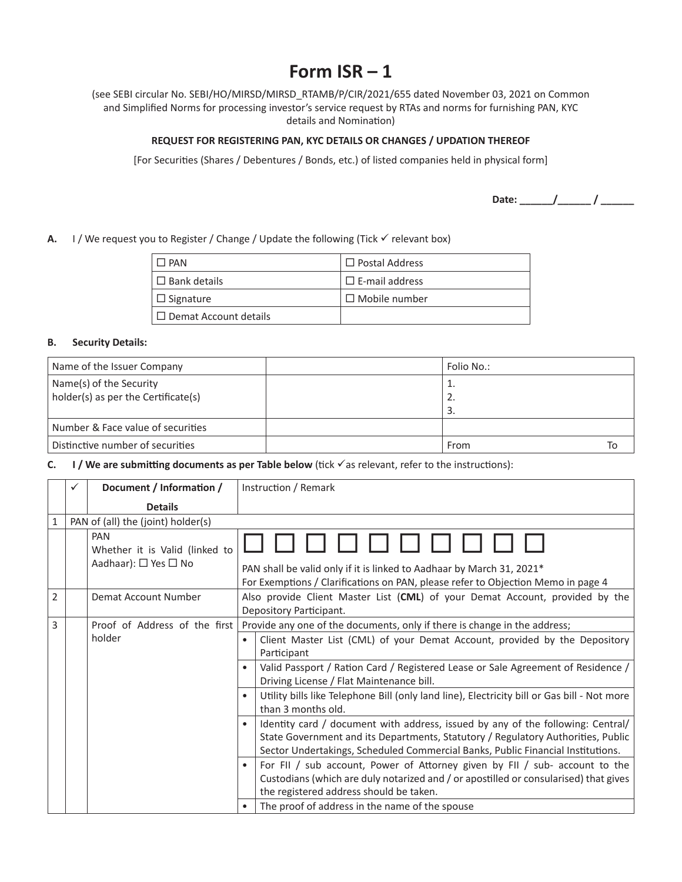# Form ISR – 1

(see SEBI circular No. SEBI/HO/MIRSD/MIRSD_RTAMB/P/CIR/2021/655 dated November 03, 2021 on Common and Simplified Norms for processing investor's service request by RTAs and norms for furnishing PAN, KYC details and Nomination)

**REQUEST FOR REGISTERING PAN, KYC DETAILS OR CHANGES / UPDATION THEREOF**

[For Securities (Shares / Debentures / Bonds, etc.) of listed companies held in physical form]

**Date: ______/______ / ______**

**A.** I / We request you to Register / Change / Update the following (Tick ✓ relevant box)

| | |
|---|---|
| ☐ PAN | ☐ Postal Address |
| ☐ Bank details | ☐ E-mail address |
| ☐ Signature | ☐ Mobile number |
| ☐ Demat Account details | |

**B. Security Details:**

| | | |
|---|---|---|
| Name of the Issuer Company | | Folio No.: |
| Name(s) of the Security holder(s) as per the Certificate(s) | | 1.<br>2.<br>3. |
| Number & Face value of securities | | |
| Distinctive number of securities | | From To |

**C. I / We are submitting documents as per Table below** (tick ✓as relevant, refer to the instructions):

| | ✓ | Document / Information / Details | | Instruction / Remark |
|---|---|---|---|---|
| 1 | PAN of (all) the (joint) holder(s) | | | |
| | | PAN<br>Whether it is Valid (linked to Aadhaar): ☐ Yes ☐ No | | ☐ ☐ ☐ ☐ ☐ ☐ ☐ ☐ ☐ ☐<br>PAN shall be valid only if it is linked to Aadhaar by March 31, 2021*<br>For Exemptions / Clarifications on PAN, please refer to Objection Memo in page 4 |
| 2 | | Demat Account Number | | Also provide Client Master List (**CML**) of your Demat Account, provided by the Depository Participant. |
| 3 | | Proof of Address of the first holder | | Provide any one of the documents, only if there is change in the address; |
| | | | • | Client Master List (CML) of your Demat Account, provided by the Depository Participant |
| | | | • | Valid Passport / Ration Card / Registered Lease or Sale Agreement of Residence / Driving License / Flat Maintenance bill. |
| | | | • | Utility bills like Telephone Bill (only land line), Electricity bill or Gas bill - Not more than 3 months old. |
| | | | • | Identity card / document with address, issued by any of the following: Central/ State Government and its Departments, Statutory / Regulatory Authorities, Public Sector Undertakings, Scheduled Commercial Banks, Public Financial Institutions. |
| | | | • | For FII / sub account, Power of Attorney given by FII / sub- account to the Custodians (which are duly notarized and / or apostilled or consularised) that gives the registered address should be taken. |
| | | | • | The proof of address in the name of the spouse |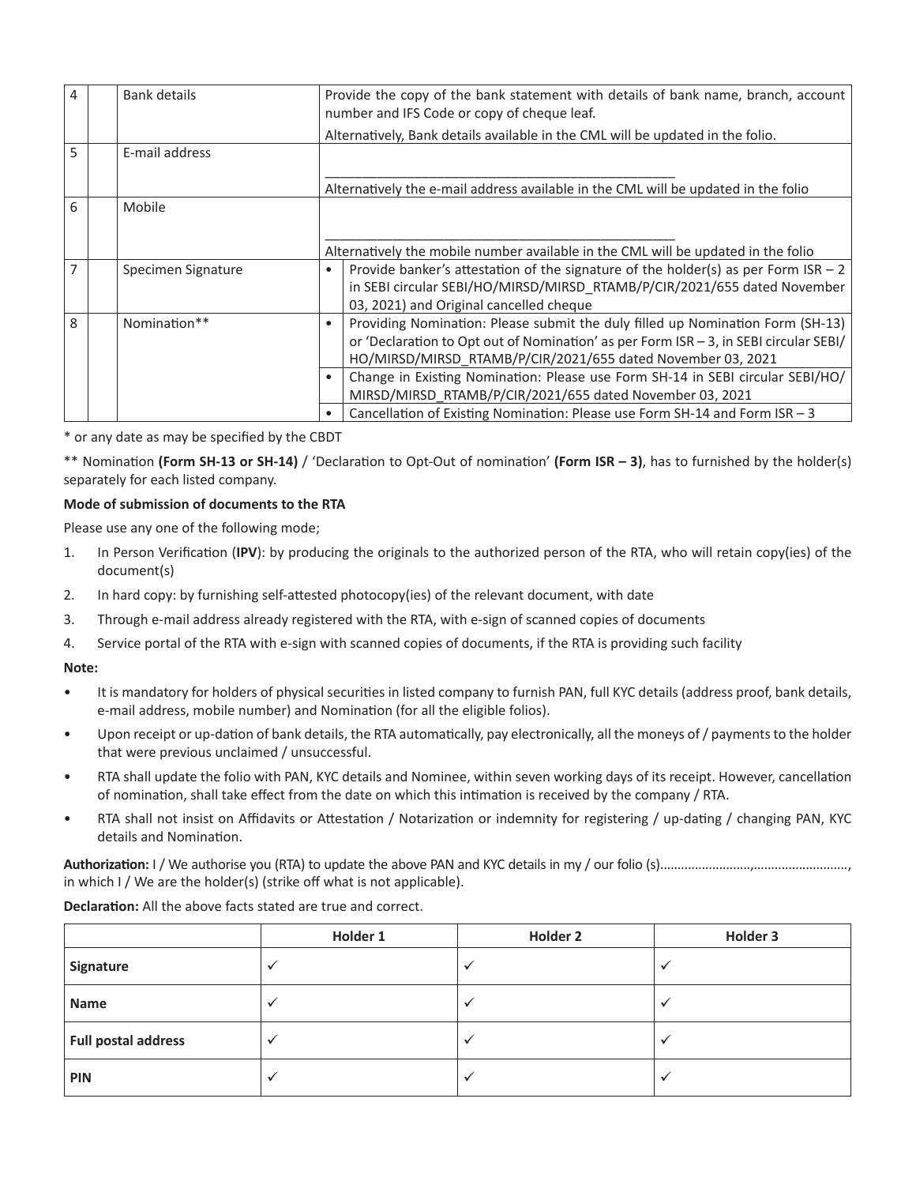| | | | |
|---|---|---|---|
| 4 | | Bank details | Provide the copy of the bank statement with details of bank name, branch, account number and IFS Code or copy of cheque leaf.<br>Alternatively, Bank details available in the CML will be updated in the folio. |
| 5 | | E-mail address | \_\_\_\_\_\_\_\_\_\_\_\_\_\_\_\_\_\_\_\_\_\_\_\_\_\_\_\_\_\_\_\_\_\_\_\_\_\_\_\_\_\_\_\_\_\_\_\_<br>Alternatively the e-mail address available in the CML will be updated in the folio |
| 6 | | Mobile | \_\_\_\_\_\_\_\_\_\_\_\_\_\_\_\_\_\_\_\_\_\_\_\_\_\_\_\_\_\_\_\_\_\_\_\_\_\_\_\_\_\_\_\_\_\_\_\_<br>Alternatively the mobile number available in the CML will be updated in the folio |
| 7 | | Specimen Signature | • Provide banker's attestation of the signature of the holder(s) as per Form ISR – 2 in SEBI circular SEBI/HO/MIRSD/MIRSD_RTAMB/P/CIR/2021/655 dated November 03, 2021) and Original cancelled cheque |
| 8 | | Nomination** | • Providing Nomination: Please submit the duly filled up Nomination Form (SH-13) or 'Declaration to Opt out of Nomination' as per Form ISR – 3, in SEBI circular SEBI/HO/MIRSD/MIRSD_RTAMB/P/CIR/2021/655 dated November 03, 2021<br>• Change in Existing Nomination: Please use Form SH-14 in SEBI circular SEBI/HO/MIRSD/MIRSD_RTAMB/P/CIR/2021/655 dated November 03, 2021<br>• Cancellation of Existing Nomination: Please use Form SH-14 and Form ISR – 3 |

* or any date as may be specified by the CBDT

** Nomination **(Form SH-13 or SH-14)** / 'Declaration to Opt-Out of nomination' **(Form ISR – 3)**, has to furnished by the holder(s) separately for each listed company.

**Mode of submission of documents to the RTA**

Please use any one of the following mode;

1. In Person Verification (**IPV**): by producing the originals to the authorized person of the RTA, who will retain copy(ies) of the document(s)
2. In hard copy: by furnishing self-attested photocopy(ies) of the relevant document, with date
3. Through e-mail address already registered with the RTA, with e-sign of scanned copies of documents
4. Service portal of the RTA with e-sign with scanned copies of documents, if the RTA is providing such facility

**Note:**

- It is mandatory for holders of physical securities in listed company to furnish PAN, full KYC details (address proof, bank details, e-mail address, mobile number) and Nomination (for all the eligible folios).
- Upon receipt or up-dation of bank details, the RTA automatically, pay electronically, all the moneys of / payments to the holder that were previous unclaimed / unsuccessful.
- RTA shall update the folio with PAN, KYC details and Nominee, within seven working days of its receipt. However, cancellation of nomination, shall take effect from the date on which this intimation is received by the company / RTA.
- RTA shall not insist on Affidavits or Attestation / Notarization or indemnity for registering / up-dating / changing PAN, KYC details and Nomination.

**Authorization:** I / We authorise you (RTA) to update the above PAN and KYC details in my / our folio (s)........................,..........................., in which I / We are the holder(s) (strike off what is not applicable).

**Declaration:** All the above facts stated are true and correct.

| | Holder 1 | Holder 2 | Holder 3 |
|---|---|---|---|
| **Signature** | ✓ | ✓ | ✓ |
| **Name** | ✓ | ✓ | ✓ |
| **Full postal address** | ✓ | ✓ | ✓ |
| **PIN** | ✓ | ✓ | ✓ |